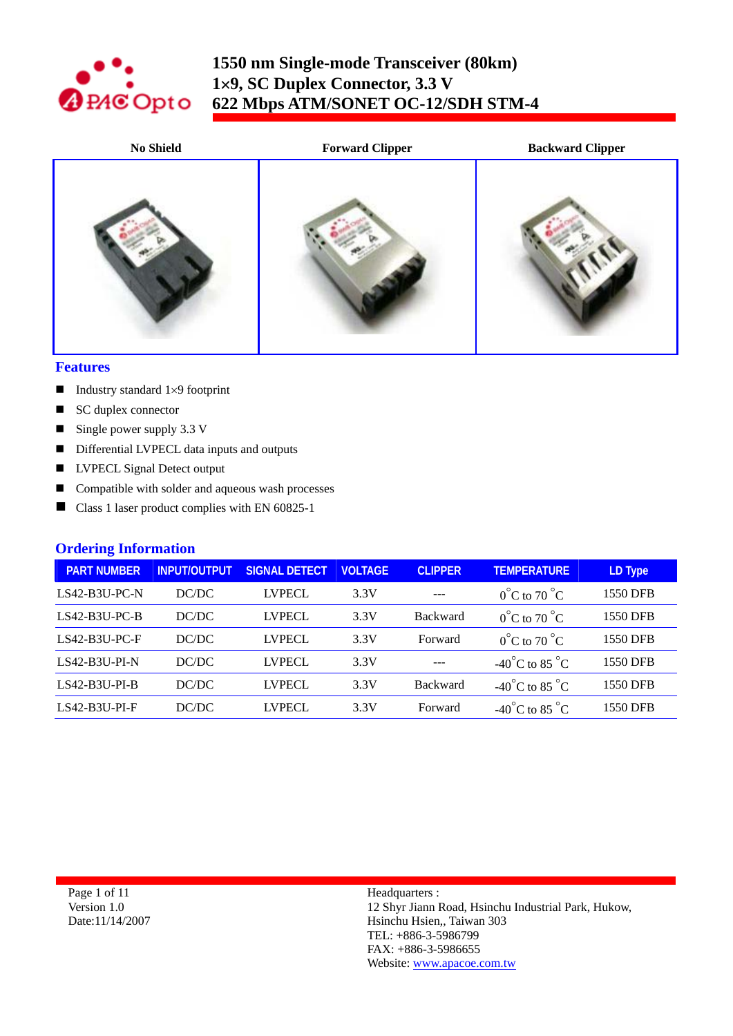# 1550 nm Single-mode Transceiver (80km)
# 1×9, SC Duplex Connector, 3.3 V
# 622 Mbps ATM/SONET OC-12/SDH STM-4

| No Shield | Forward Clipper | Backward Clipper |
|---|---|---|

## Features

- Industry standard 1×9 footprint
- SC duplex connector
- Single power supply 3.3 V
- Differential LVPECL data inputs and outputs
- LVPECL Signal Detect output
- Compatible with solder and aqueous wash processes
- Class 1 laser product complies with EN 60825-1

## Ordering Information

| PART NUMBER | INPUT/OUTPUT | SIGNAL DETECT | VOLTAGE | CLIPPER | TEMPERATURE | LD Type |
|---|---|---|---|---|---|---|
| LS42-B3U-PC-N | DC/DC | LVPECL | 3.3V | --- | 0°C to 70 °C | 1550 DFB |
| LS42-B3U-PC-B | DC/DC | LVPECL | 3.3V | Backward | 0°C to 70 °C | 1550 DFB |
| LS42-B3U-PC-F | DC/DC | LVPECL | 3.3V | Forward | 0°C to 70 °C | 1550 DFB |
| LS42-B3U-PI-N | DC/DC | LVPECL | 3.3V | --- | -40°C to 85 °C | 1550 DFB |
| LS42-B3U-PI-B | DC/DC | LVPECL | 3.3V | Backward | -40°C to 85 °C | 1550 DFB |
| LS42-B3U-PI-F | DC/DC | LVPECL | 3.3V | Forward | -40°C to 85 °C | 1550 DFB |

Version 1.0
Date:11/14/2007

Headquarters :
12 Shyr Jiann Road, Hsinchu Industrial Park, Hukow,
Hsinchu Hsien,, Taiwan 303
TEL: +886-3-5986799
FAX: +886-3-5986655
Website: www.apacoe.com.tw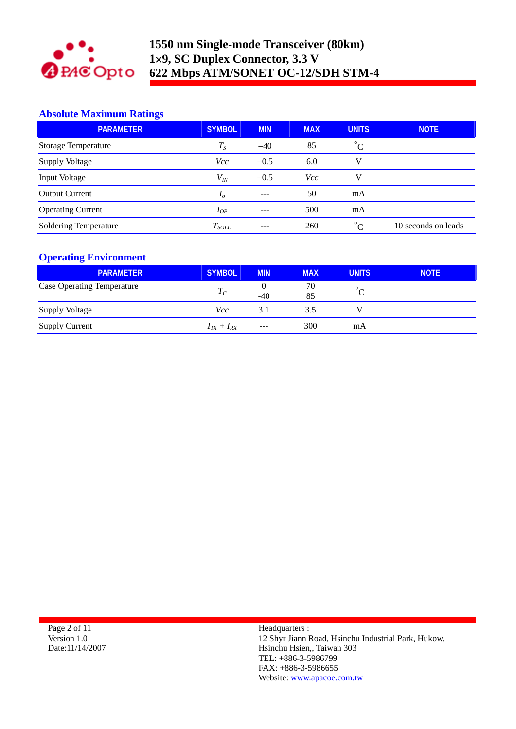## Absolute Maximum Ratings

| PARAMETER | SYMBOL | MIN | MAX | UNITS | NOTE |
|---|---|---|---|---|---|
| Storage Temperature | $T_S$ | –40 | 85 | °C | |
| Supply Voltage | $Vcc$ | –0.5 | 6.0 | V | |
| Input Voltage | $V_{IN}$ | –0.5 | $Vcc$ | V | |
| Output Current | $I_o$ | --- | 50 | mA | |
| Operating Current | $I_{OP}$ | --- | 500 | mA | |
| Soldering Temperature | $T_{SOLD}$ | --- | 260 | °C | 10 seconds on leads |

## Operating Environment

| PARAMETER | SYMBOL | MIN | MAX | UNITS | NOTE |
|---|---|---|---|---|---|
| Case Operating Temperature | $T_C$ | 0 | 70 | °C | |
| | | -40 | 85 | | |
| Supply Voltage | $Vcc$ | 3.1 | 3.5 | V | |
| Supply Current | $I_{TX} + I_{RX}$ | --- | 300 | mA | |

Version 1.0
Date:11/14/2007

Headquarters :
12 Shyr Jiann Road, Hsinchu Industrial Park, Hukow,
Hsinchu Hsien,, Taiwan 303
TEL: +886-3-5986799
FAX: +886-3-5986655
Website: www.apacoe.com.tw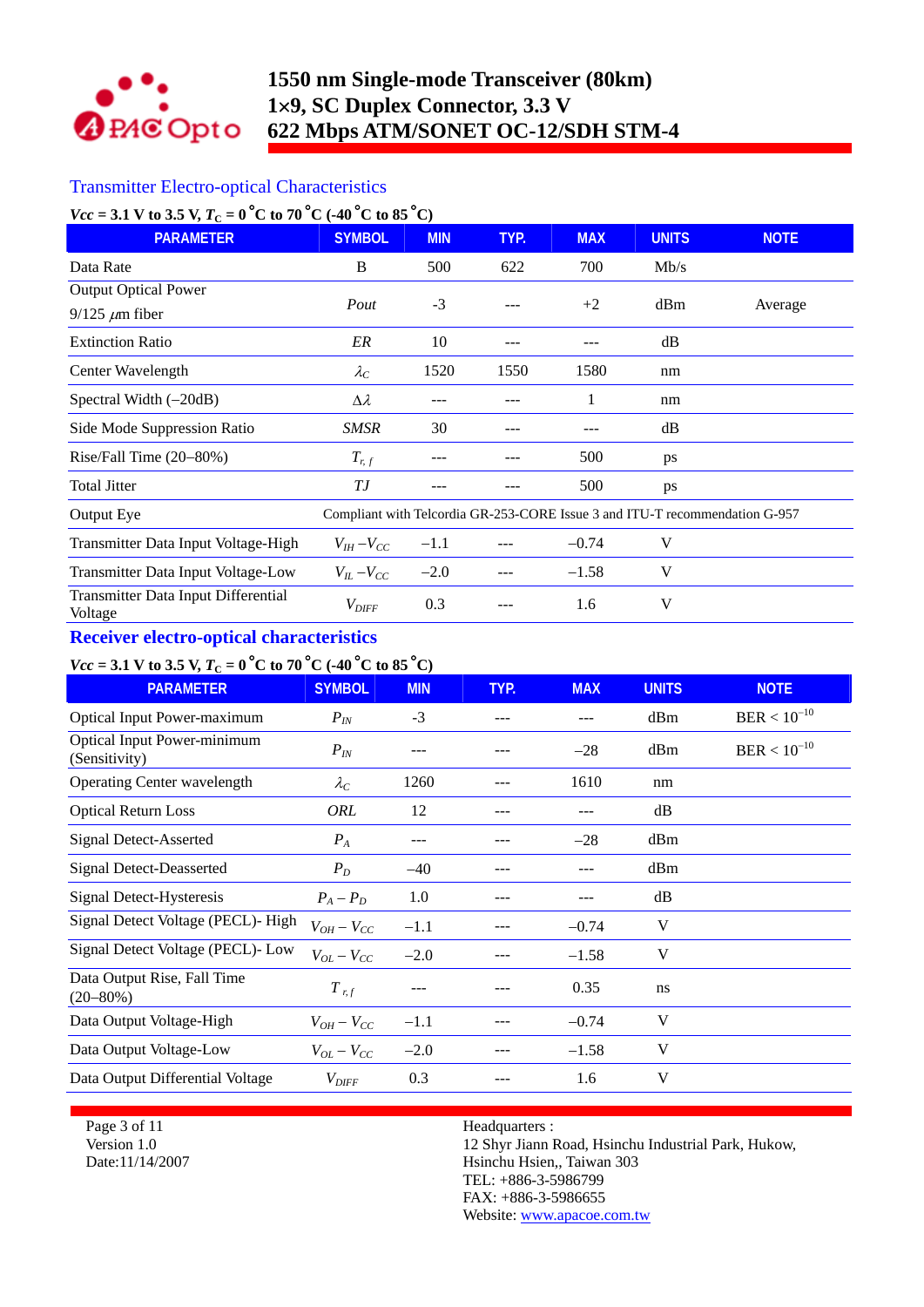## Transmitter Electro-optical Characteristics

***Vcc*** **= 3.1 V to 3.5 V,** $T_C$ **= 0 °C to 70 °C (-40 °C to 85 °C)**

| PARAMETER | SYMBOL | MIN | TYP. | MAX | UNITS | NOTE |
|---|---|---|---|---|---|---|
| Data Rate | B | 500 | 622 | 700 | Mb/s | |
| Output Optical Power<br>9/125 $\mu$m fiber | *Pout* | -3 | --- | +2 | dBm | Average |
| Extinction Ratio | *ER* | 10 | --- | --- | dB | |
| Center Wavelength | $\lambda_C$ | 1520 | 1550 | 1580 | nm | |
| Spectral Width (–20dB) | $\Delta\lambda$ | --- | --- | 1 | nm | |
| Side Mode Suppression Ratio | *SMSR* | 30 | --- | --- | dB | |
| Rise/Fall Time (20–80%) | $T_{r,f}$ | --- | --- | 500 | ps | |
| Total Jitter | *TJ* | --- | --- | 500 | ps | |
| Output Eye | Compliant with Telcordia GR-253-CORE Issue 3 and ITU-T recommendation G-957 | | | | | |
| Transmitter Data Input Voltage-High | $V_{IH} - V_{CC}$ | –1.1 | --- | –0.74 | V | |
| Transmitter Data Input Voltage-Low | $V_{IL} - V_{CC}$ | –2.0 | --- | –1.58 | V | |
| Transmitter Data Input Differential Voltage | $V_{DIFF}$ | 0.3 | --- | 1.6 | V | |

## Receiver electro-optical characteristics

***Vcc*** **= 3.1 V to 3.5 V,** $T_C$ **= 0 °C to 70 °C (-40 °C to 85 °C)**

| PARAMETER | SYMBOL | MIN | TYP. | MAX | UNITS | NOTE |
|---|---|---|---|---|---|---|
| Optical Input Power-maximum | $P_{IN}$ | -3 | --- | --- | dBm | BER < $10^{-10}$ |
| Optical Input Power-minimum (Sensitivity) | $P_{IN}$ | --- | --- | –28 | dBm | BER < $10^{-10}$ |
| Operating Center wavelength | $\lambda_C$ | 1260 | --- | 1610 | nm | |
| Optical Return Loss | *ORL* | 12 | --- | --- | dB | |
| Signal Detect-Asserted | $P_A$ | --- | --- | –28 | dBm | |
| Signal Detect-Deasserted | $P_D$ | –40 | --- | --- | dBm | |
| Signal Detect-Hysteresis | $P_A - P_D$ | 1.0 | --- | --- | dB | |
| Signal Detect Voltage (PECL)- High | $V_{OH} - V_{CC}$ | –1.1 | --- | –0.74 | V | |
| Signal Detect Voltage (PECL)- Low | $V_{OL} - V_{CC}$ | –2.0 | --- | –1.58 | V | |
| Data Output Rise, Fall Time (20–80%) | $T_{r,f}$ | --- | --- | 0.35 | ns | |
| Data Output Voltage-High | $V_{OH} - V_{CC}$ | –1.1 | --- | –0.74 | V | |
| Data Output Voltage-Low | $V_{OL} - V_{CC}$ | –2.0 | --- | –1.58 | V | |
| Data Output Differential Voltage | $V_{DIFF}$ | 0.3 | --- | 1.6 | V | |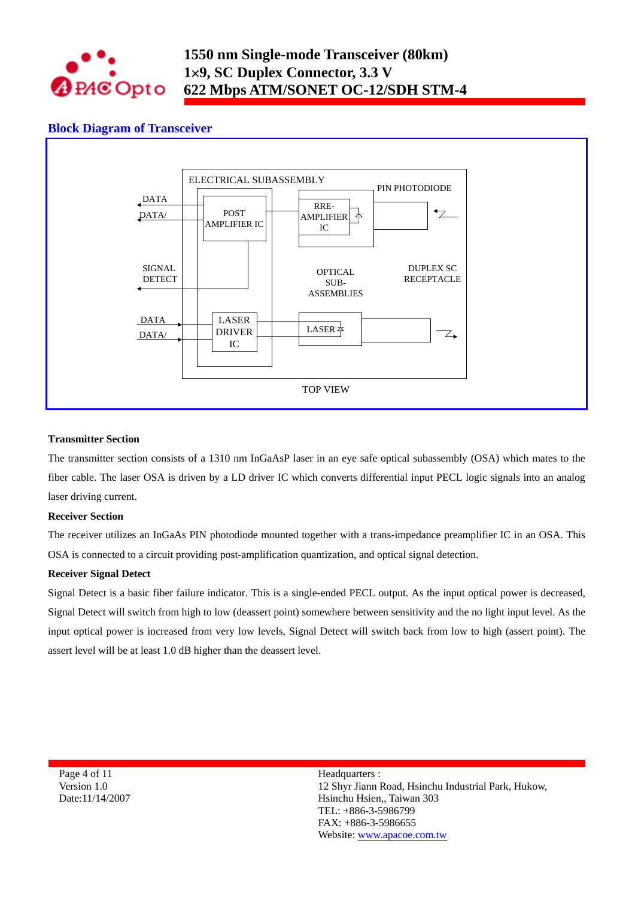## Block Diagram of Transceiver

ELECTRICAL SUBASSEMBLY

DATA
DATA/
POST AMPLIFIER IC
RRE-AMPLIFIER IC
PIN PHOTODIODE

SIGNAL DETECT
OPTICAL SUB-ASSEMBLIES
DUPLEX SC RECEPTACLE

DATA
DATA/
LASER DRIVER IC
LASER

TOP VIEW

### Transmitter Section

The transmitter section consists of a 1310 nm InGaAsP laser in an eye safe optical subassembly (OSA) which mates to the fiber cable. The laser OSA is driven by a LD driver IC which converts differential input PECL logic signals into an analog laser driving current.

### Receiver Section

The receiver utilizes an InGaAs PIN photodiode mounted together with a trans-impedance preamplifier IC in an OSA. This OSA is connected to a circuit providing post-amplification quantization, and optical signal detection.

### Receiver Signal Detect

Signal Detect is a basic fiber failure indicator. This is a single-ended PECL output. As the input optical power is decreased, Signal Detect will switch from high to low (deassert point) somewhere between sensitivity and the no light input level. As the input optical power is increased from very low levels, Signal Detect will switch back from low to high (assert point). The assert level will be at least 1.0 dB higher than the deassert level.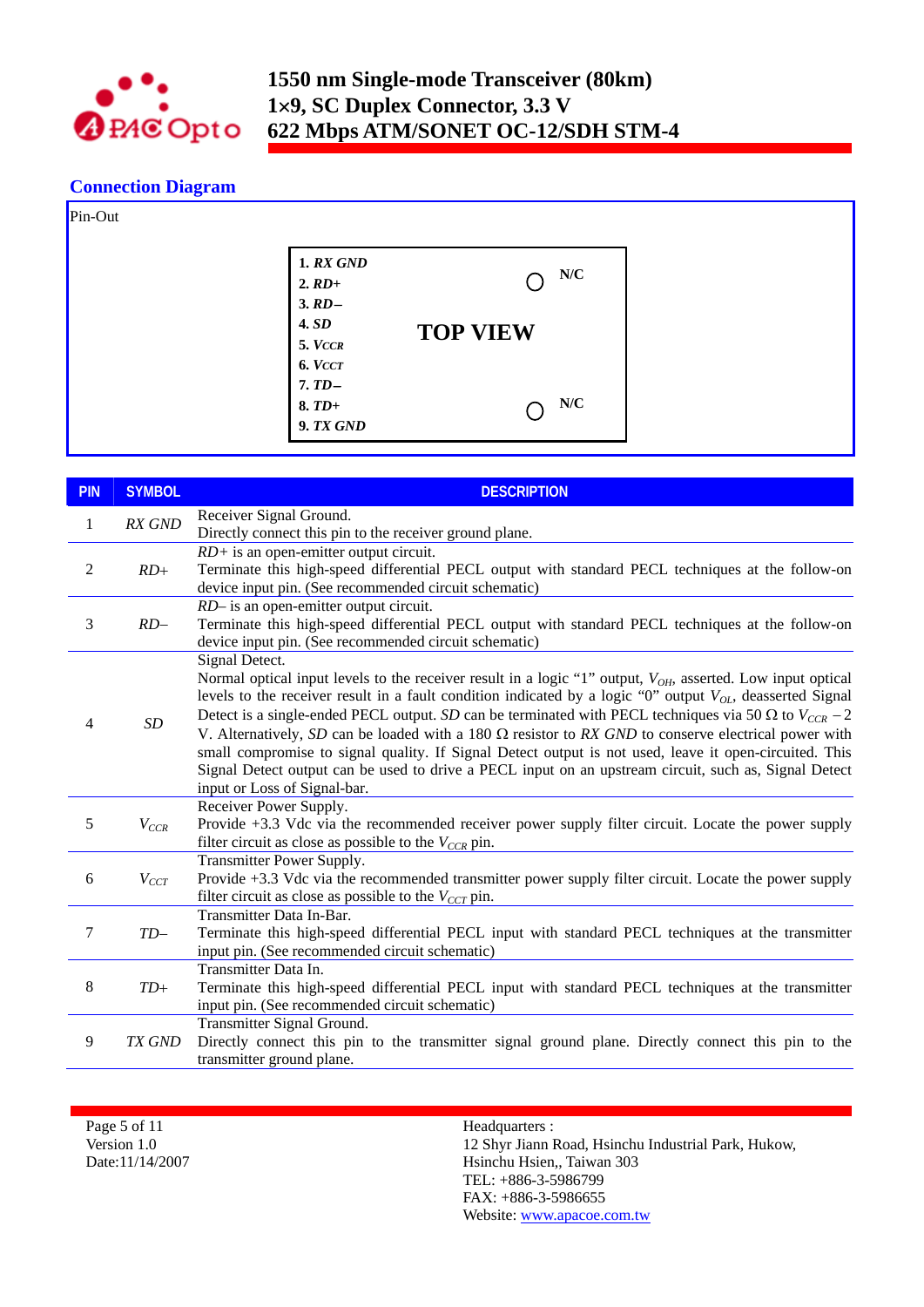## Connection Diagram

Pin-Out

| | | |
|---|---|---|
| 1. ***RX GND*** | | |
| 2. ***RD+*** | ○ | N/C |
| 3. ***RD–*** | | |
| 4. ***SD*** | **TOP VIEW** | |
| 5. ***$V_{CCR}$*** | | |
| 6. ***$V_{CCT}$*** | | |
| 7. ***TD–*** | | |
| 8. ***TD+*** | ○ | N/C |
| 9. ***TX GND*** | | |

| PIN | SYMBOL | DESCRIPTION |
|---|---|---|
| 1 | *RX GND* | Receiver Signal Ground.<br>Directly connect this pin to the receiver ground plane. |
| 2 | *RD+* | *RD+* is an open-emitter output circuit.<br>Terminate this high-speed differential PECL output with standard PECL techniques at the follow-on device input pin. (See recommended circuit schematic) |
| 3 | *RD–* | *RD–* is an open-emitter output circuit.<br>Terminate this high-speed differential PECL output with standard PECL techniques at the follow-on device input pin. (See recommended circuit schematic) |
| 4 | *SD* | Signal Detect.<br>Normal optical input levels to the receiver result in a logic "1" output, $V_{OH}$, asserted. Low input optical levels to the receiver result in a fault condition indicated by a logic "0" output $V_{OL}$, deasserted Signal Detect is a single-ended PECL output. *SD* can be terminated with PECL techniques via 50 Ω to $V_{CCR} - 2$ V. Alternatively, *SD* can be loaded with a 180 Ω resistor to *RX GND* to conserve electrical power with small compromise to signal quality. If Signal Detect output is not used, leave it open-circuited. This Signal Detect output can be used to drive a PECL input on an upstream circuit, such as, Signal Detect input or Loss of Signal-bar. |
| 5 | $V_{CCR}$ | Receiver Power Supply.<br>Provide +3.3 Vdc via the recommended receiver power supply filter circuit. Locate the power supply filter circuit as close as possible to the $V_{CCR}$ pin. |
| 6 | $V_{CCT}$ | Transmitter Power Supply.<br>Provide +3.3 Vdc via the recommended transmitter power supply filter circuit. Locate the power supply filter circuit as close as possible to the $V_{CCT}$ pin. |
| 7 | *TD–* | Transmitter Data In-Bar.<br>Terminate this high-speed differential PECL input with standard PECL techniques at the transmitter input pin. (See recommended circuit schematic) |
| 8 | *TD+* | Transmitter Data In.<br>Terminate this high-speed differential PECL input with standard PECL techniques at the transmitter input pin. (See recommended circuit schematic) |
| 9 | *TX GND* | Transmitter Signal Ground.<br>Directly connect this pin to the transmitter signal ground plane. Directly connect this pin to the transmitter ground plane. |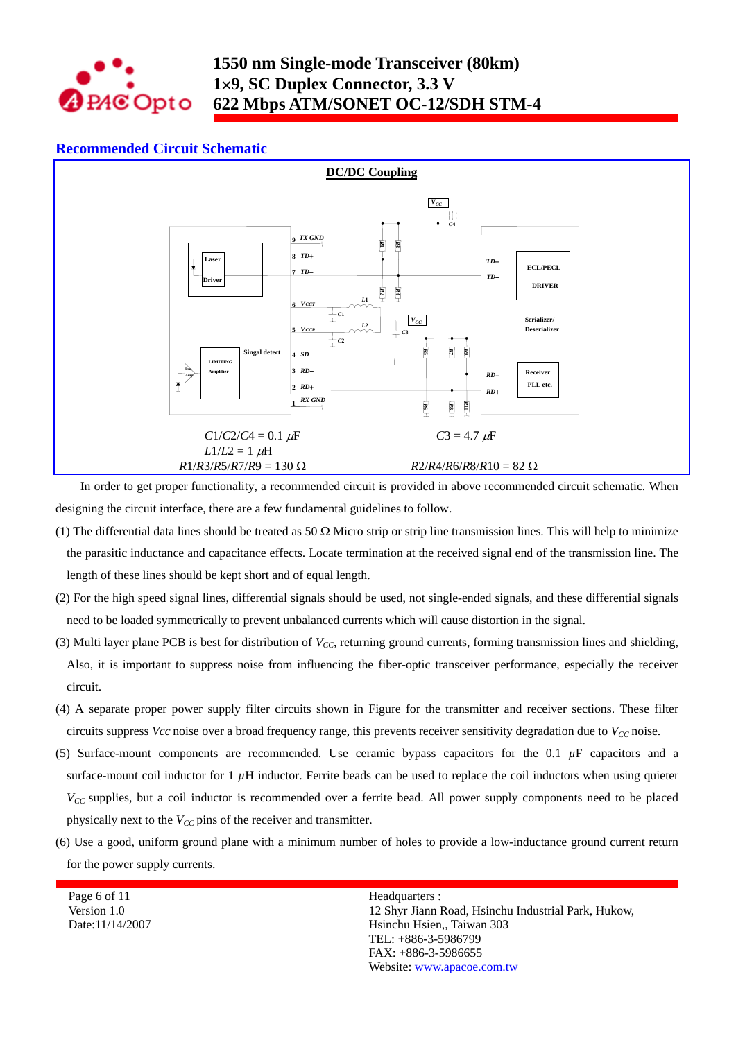## Recommended Circuit Schematic

**DC/DC Coupling**

$C1/C2/C4 = 0.1\ \mu F$  $C3 = 4.7\ \mu F$

$L1/L2 = 1\ \mu H$

$R1/R3/R5/R7/R9 = 130\ \Omega$  $R2/R4/R6/R8/R10 = 82\ \Omega$

In order to get proper functionality, a recommended circuit is provided in above recommended circuit schematic. When designing the circuit interface, there are a few fundamental guidelines to follow.

(1) The differential data lines should be treated as 50 Ω Micro strip or strip line transmission lines. This will help to minimize the parasitic inductance and capacitance effects. Locate termination at the received signal end of the transmission line. The length of these lines should be kept short and of equal length.

(2) For the high speed signal lines, differential signals should be used, not single-ended signals, and these differential signals need to be loaded symmetrically to prevent unbalanced currents which will cause distortion in the signal.

(3) Multi layer plane PCB is best for distribution of $V_{CC}$, returning ground currents, forming transmission lines and shielding, Also, it is important to suppress noise from influencing the fiber-optic transceiver performance, especially the receiver circuit.

(4) A separate proper power supply filter circuits shown in Figure for the transmitter and receiver sections. These filter circuits suppress *Vcc* noise over a broad frequency range, this prevents receiver sensitivity degradation due to $V_{CC}$ noise.

(5) Surface-mount components are recommended. Use ceramic bypass capacitors for the 0.1 $\mu$F capacitors and a surface-mount coil inductor for 1 $\mu$H inductor. Ferrite beads can be used to replace the coil inductors when using quieter $V_{CC}$ supplies, but a coil inductor is recommended over a ferrite bead. All power supply components need to be placed physically next to the $V_{CC}$ pins of the receiver and transmitter.

(6) Use a good, uniform ground plane with a minimum number of holes to provide a low-inductance ground current return for the power supply currents.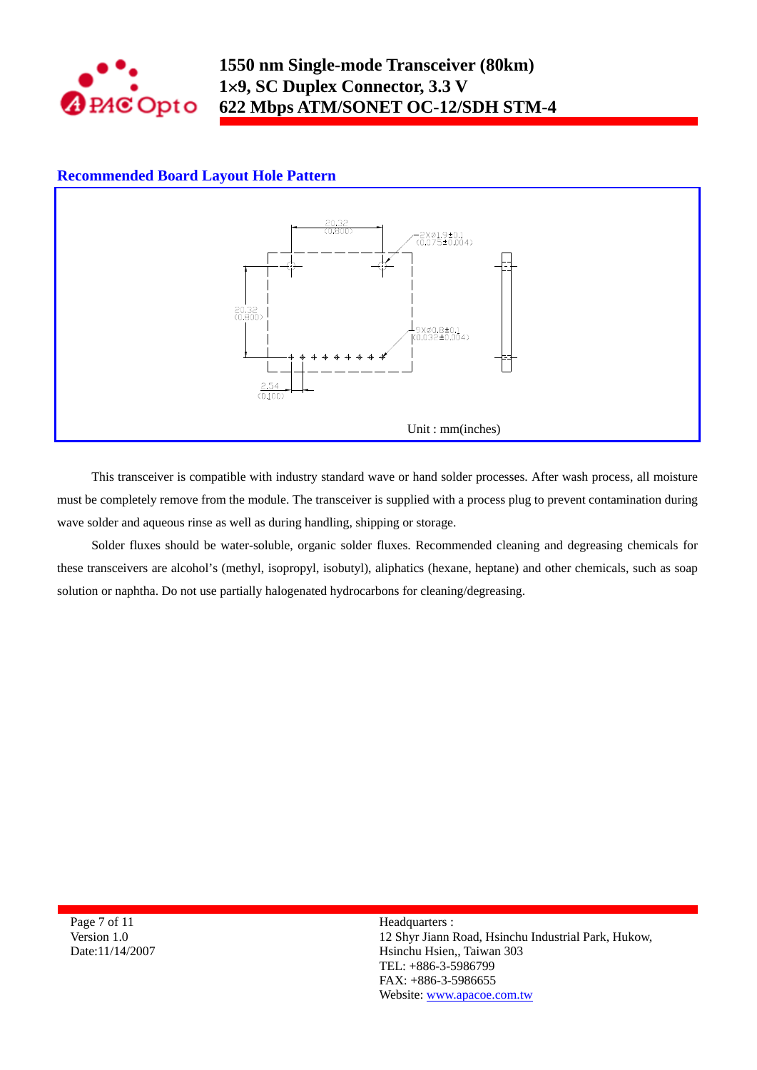## Recommended Board Layout Hole Pattern

20.32 (0.800)

2X⌀1.9±0.1 (0.075±0.004)

20.32 (0.800)

9X⌀0.8±0.1 (0.032±0.004)

2.54 (0.100)

Unit : mm(inches)

This transceiver is compatible with industry standard wave or hand solder processes. After wash process, all moisture must be completely remove from the module. The transceiver is supplied with a process plug to prevent contamination during wave solder and aqueous rinse as well as during handling, shipping or storage.

Solder fluxes should be water-soluble, organic solder fluxes. Recommended cleaning and degreasing chemicals for these transceivers are alcohol's (methyl, isopropyl, isobutyl), aliphatics (hexane, heptane) and other chemicals, such as soap solution or naphtha. Do not use partially halogenated hydrocarbons for cleaning/degreasing.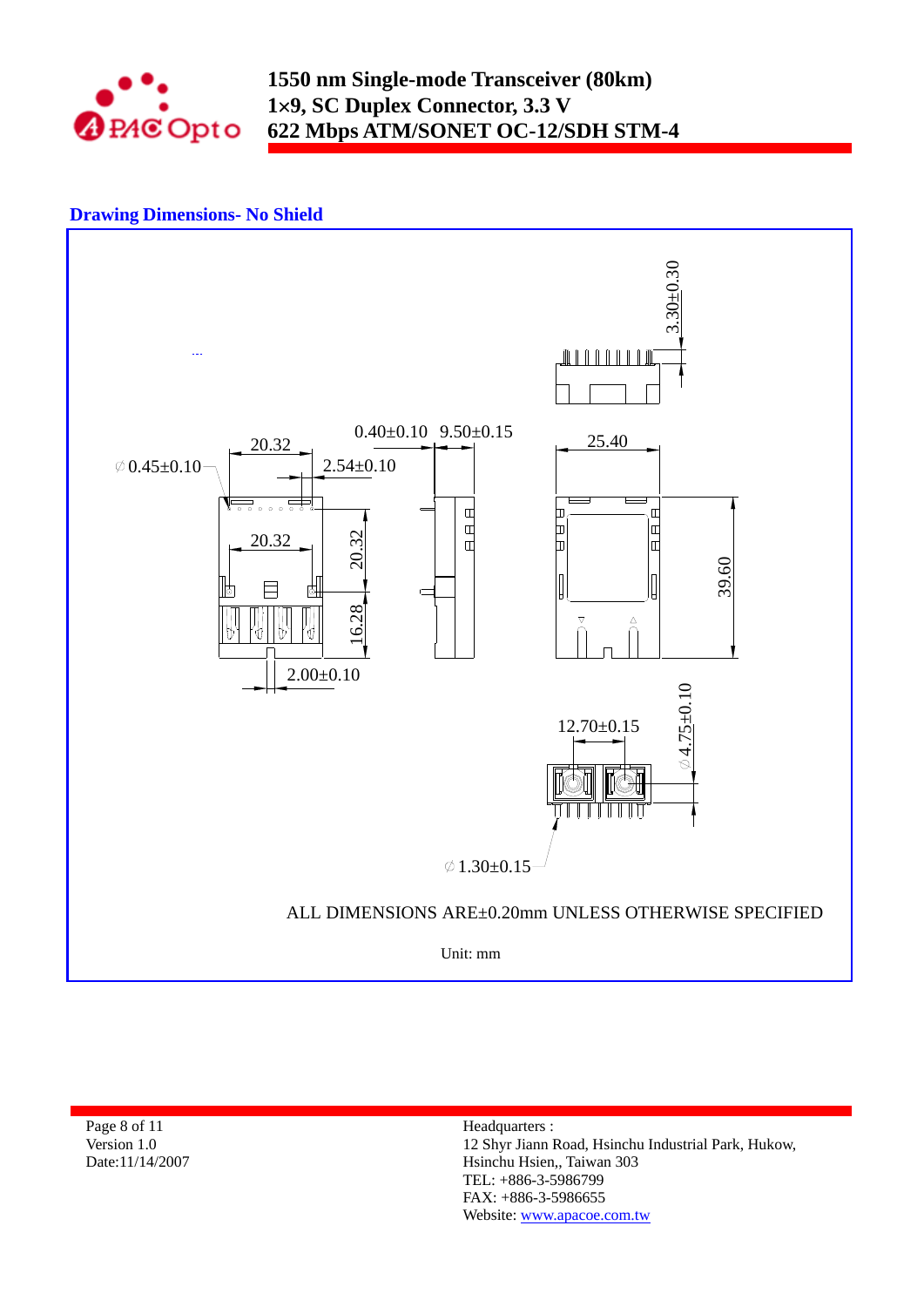## Drawing Dimensions- No Shield

3.30±0.30

0.40±0.10 9.50±0.15

20.32

∅0.45±0.10

2.54±0.10

25.40

20.32

20.32

39.60

16.28

2.00±0.10

∅4.75±0.10

12.70±0.15

∅1.30±0.15

ALL DIMENSIONS ARE±0.20mm UNLESS OTHERWISE SPECIFIED

Unit: mm

Page 8 of 11
Version 1.0
Date:11/14/2007

Headquarters :
12 Shyr Jiann Road, Hsinchu Industrial Park, Hukow,
Hsinchu Hsien,, Taiwan 303
TEL: +886-3-5986799
FAX: +886-3-5986655
Website: www.apacoe.com.tw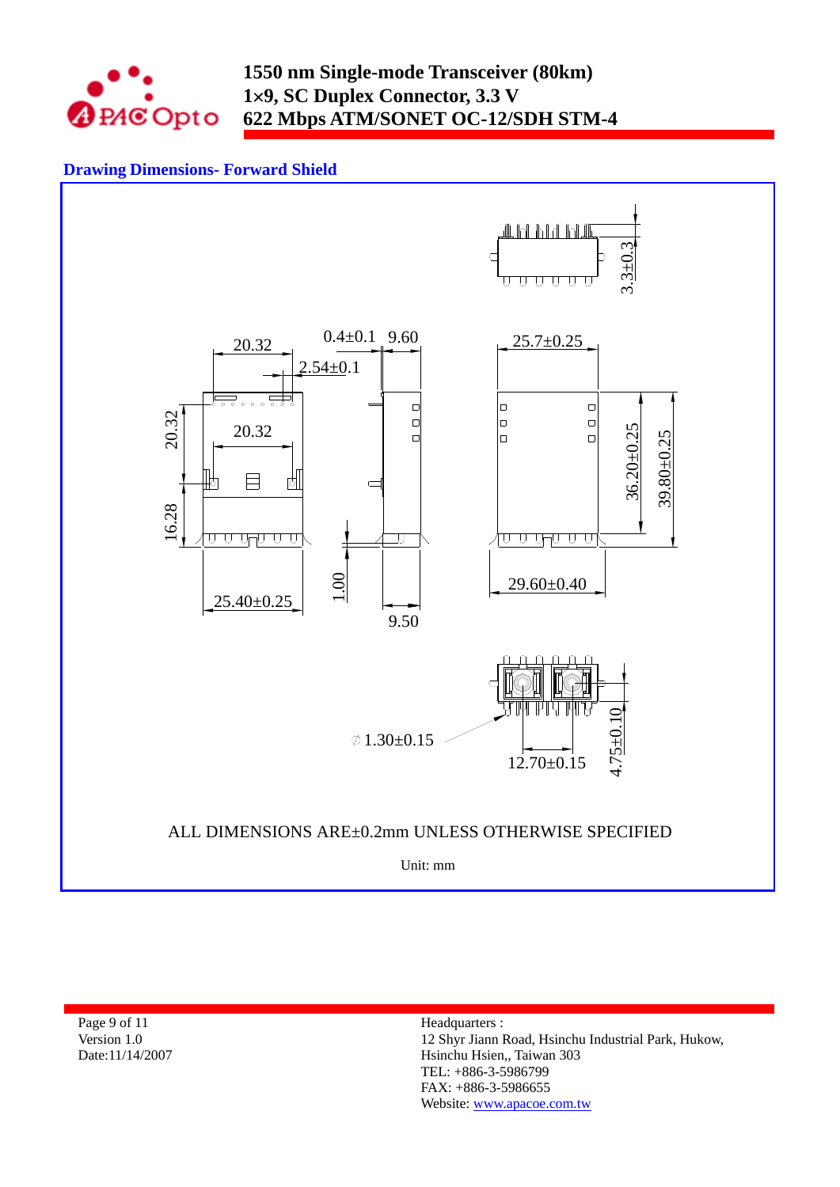## Drawing Dimensions- Forward Shield

3.3±0.3

20.32 | 0.4±0.1 | 9.60 | 2.54±0.1 | 25.7±0.25

20.32 | 20.32 | 16.28 | 36.20±0.25 | 39.80±0.25

1.00 | 25.40±0.25 | 9.50 | 29.60±0.40

∅1.30±0.15 | 12.70±0.15 | 4.75±0.10

ALL DIMENSIONS ARE±0.2mm UNLESS OTHERWISE SPECIFIED

Unit: mm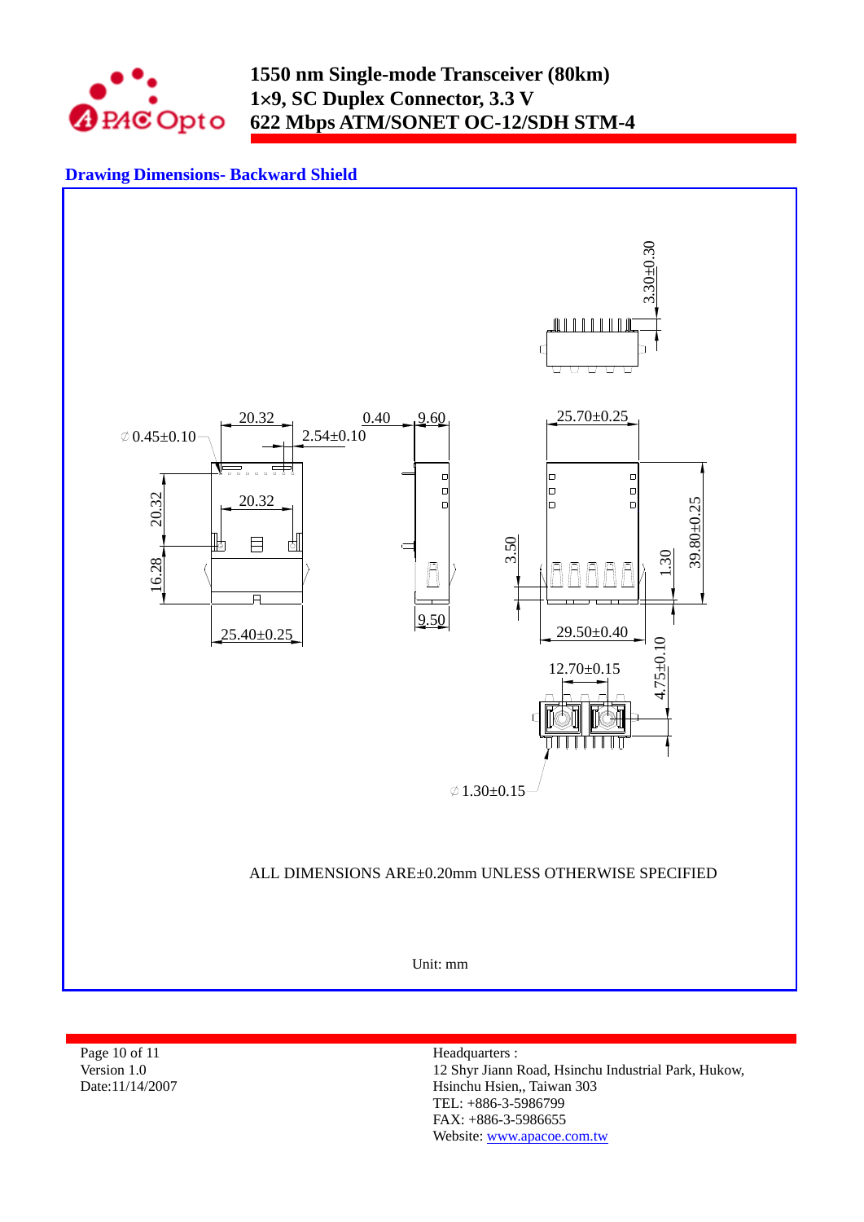## Drawing Dimensions- Backward Shield

ALL DIMENSIONS ARE±0.20mm UNLESS OTHERWISE SPECIFIED

Unit: mm

Headquarters :
12 Shyr Jiann Road, Hsinchu Industrial Park, Hukow,
Hsinchu Hsien,, Taiwan 303
TEL: +886-3-5986799
FAX: +886-3-5986655
Website: www.apacoe.com.tw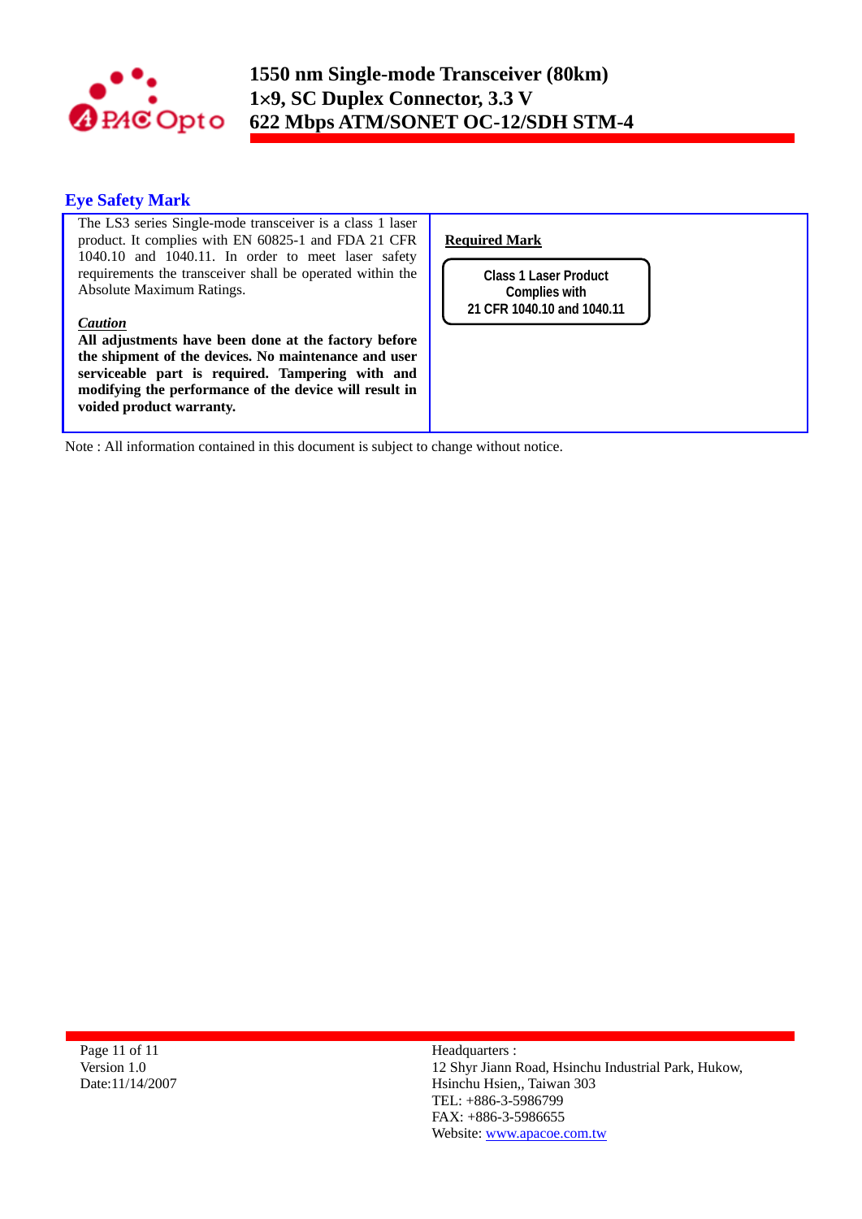## Eye Safety Mark

| | |
|---|---|
| The LS3 series Single-mode transceiver is a class 1 laser product. It complies with EN 60825-1 and FDA 21 CFR 1040.10 and 1040.11. In order to meet laser safety requirements the transceiver shall be operated within the Absolute Maximum Ratings.<br><br>***Caution***<br>**All adjustments have been done at the factory before the shipment of the devices. No maintenance and user serviceable part is required. Tampering with and modifying the performance of the device will result in voided product warranty.** | **Required Mark**<br><br>**Class 1 Laser Product**<br>**Complies with**<br>**21 CFR 1040.10 and 1040.11** |

Note : All information contained in this document is subject to change without notice.

Version 1.0
Date:11/14/2007

Headquarters :
12 Shyr Jiann Road, Hsinchu Industrial Park, Hukow,
Hsinchu Hsien,, Taiwan 303
TEL: +886-3-5986799
FAX: +886-3-5986655
Website: www.apacoe.com.tw